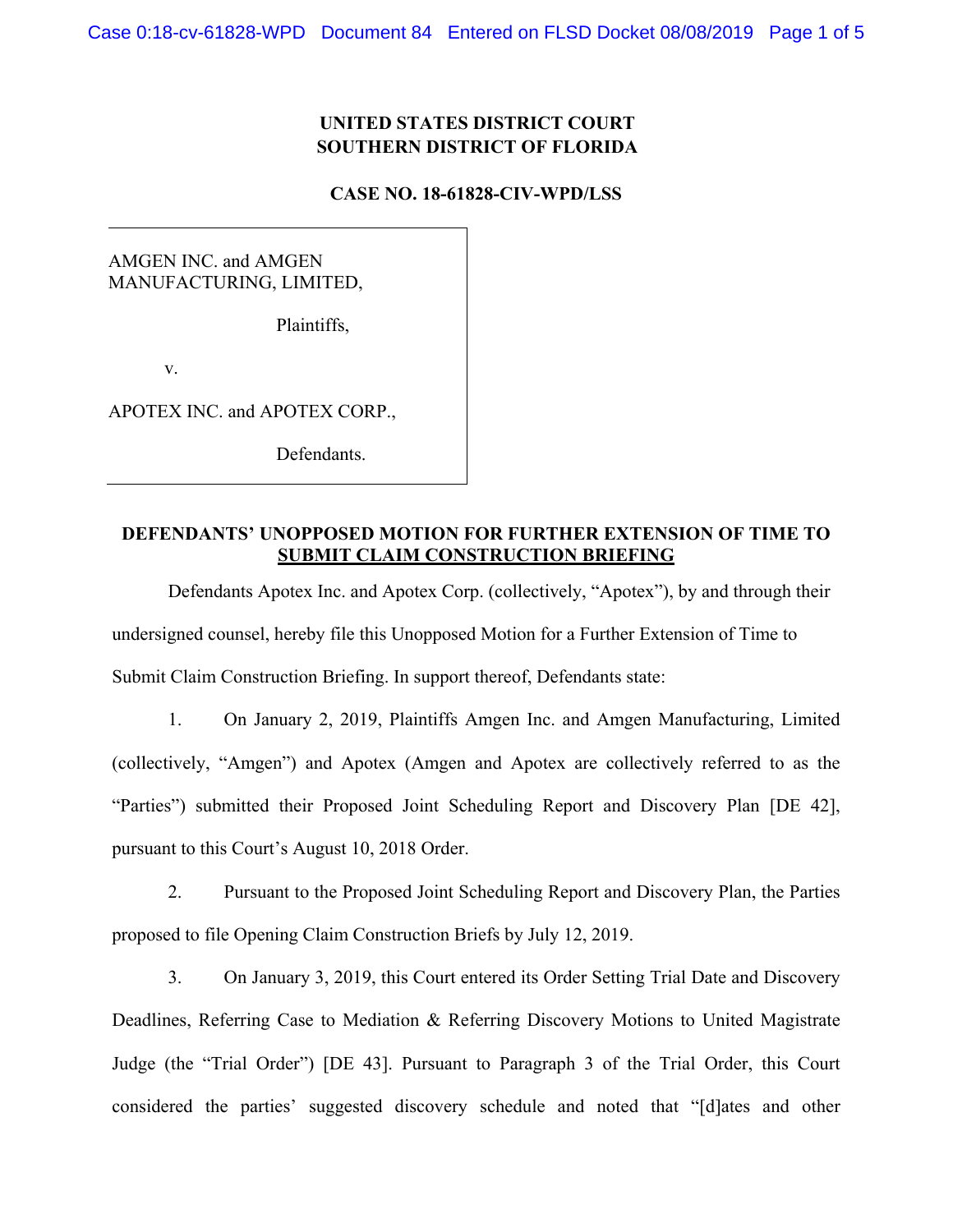**UNITED STATES DISTRICT COURT**
**SOUTHERN DISTRICT OF FLORIDA**

**CASE NO. 18-61828-CIV-WPD/LSS**

AMGEN INC. and AMGEN MANUFACTURING, LIMITED,

Plaintiffs,

v.

APOTEX INC. and APOTEX CORP.,

Defendants.

**DEFENDANTS' UNOPPOSED MOTION FOR FURTHER EXTENSION OF TIME TO SUBMIT CLAIM CONSTRUCTION BRIEFING**

Defendants Apotex Inc. and Apotex Corp. (collectively, "Apotex"), by and through their undersigned counsel, hereby file this Unopposed Motion for a Further Extension of Time to Submit Claim Construction Briefing. In support thereof, Defendants state:

1. On January 2, 2019, Plaintiffs Amgen Inc. and Amgen Manufacturing, Limited (collectively, "Amgen") and Apotex (Amgen and Apotex are collectively referred to as the "Parties") submitted their Proposed Joint Scheduling Report and Discovery Plan [DE 42], pursuant to this Court's August 10, 2018 Order.

2. Pursuant to the Proposed Joint Scheduling Report and Discovery Plan, the Parties proposed to file Opening Claim Construction Briefs by July 12, 2019.

3. On January 3, 2019, this Court entered its Order Setting Trial Date and Discovery Deadlines, Referring Case to Mediation & Referring Discovery Motions to United Magistrate Judge (the "Trial Order") [DE 43]. Pursuant to Paragraph 3 of the Trial Order, this Court considered the parties' suggested discovery schedule and noted that "[d]ates and other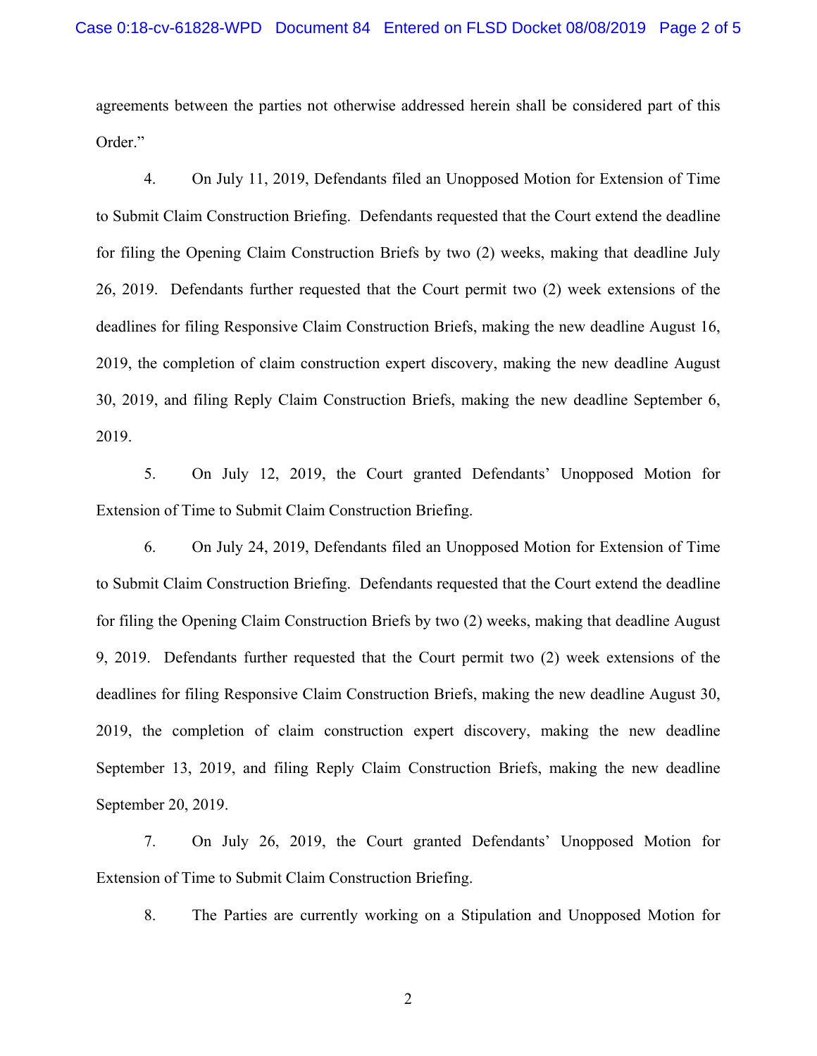agreements between the parties not otherwise addressed herein shall be considered part of this Order."

4. On July 11, 2019, Defendants filed an Unopposed Motion for Extension of Time to Submit Claim Construction Briefing. Defendants requested that the Court extend the deadline for filing the Opening Claim Construction Briefs by two (2) weeks, making that deadline July 26, 2019. Defendants further requested that the Court permit two (2) week extensions of the deadlines for filing Responsive Claim Construction Briefs, making the new deadline August 16, 2019, the completion of claim construction expert discovery, making the new deadline August 30, 2019, and filing Reply Claim Construction Briefs, making the new deadline September 6, 2019.

5. On July 12, 2019, the Court granted Defendants' Unopposed Motion for Extension of Time to Submit Claim Construction Briefing.

6. On July 24, 2019, Defendants filed an Unopposed Motion for Extension of Time to Submit Claim Construction Briefing. Defendants requested that the Court extend the deadline for filing the Opening Claim Construction Briefs by two (2) weeks, making that deadline August 9, 2019. Defendants further requested that the Court permit two (2) week extensions of the deadlines for filing Responsive Claim Construction Briefs, making the new deadline August 30, 2019, the completion of claim construction expert discovery, making the new deadline September 13, 2019, and filing Reply Claim Construction Briefs, making the new deadline September 20, 2019.

7. On July 26, 2019, the Court granted Defendants' Unopposed Motion for Extension of Time to Submit Claim Construction Briefing.

8. The Parties are currently working on a Stipulation and Unopposed Motion for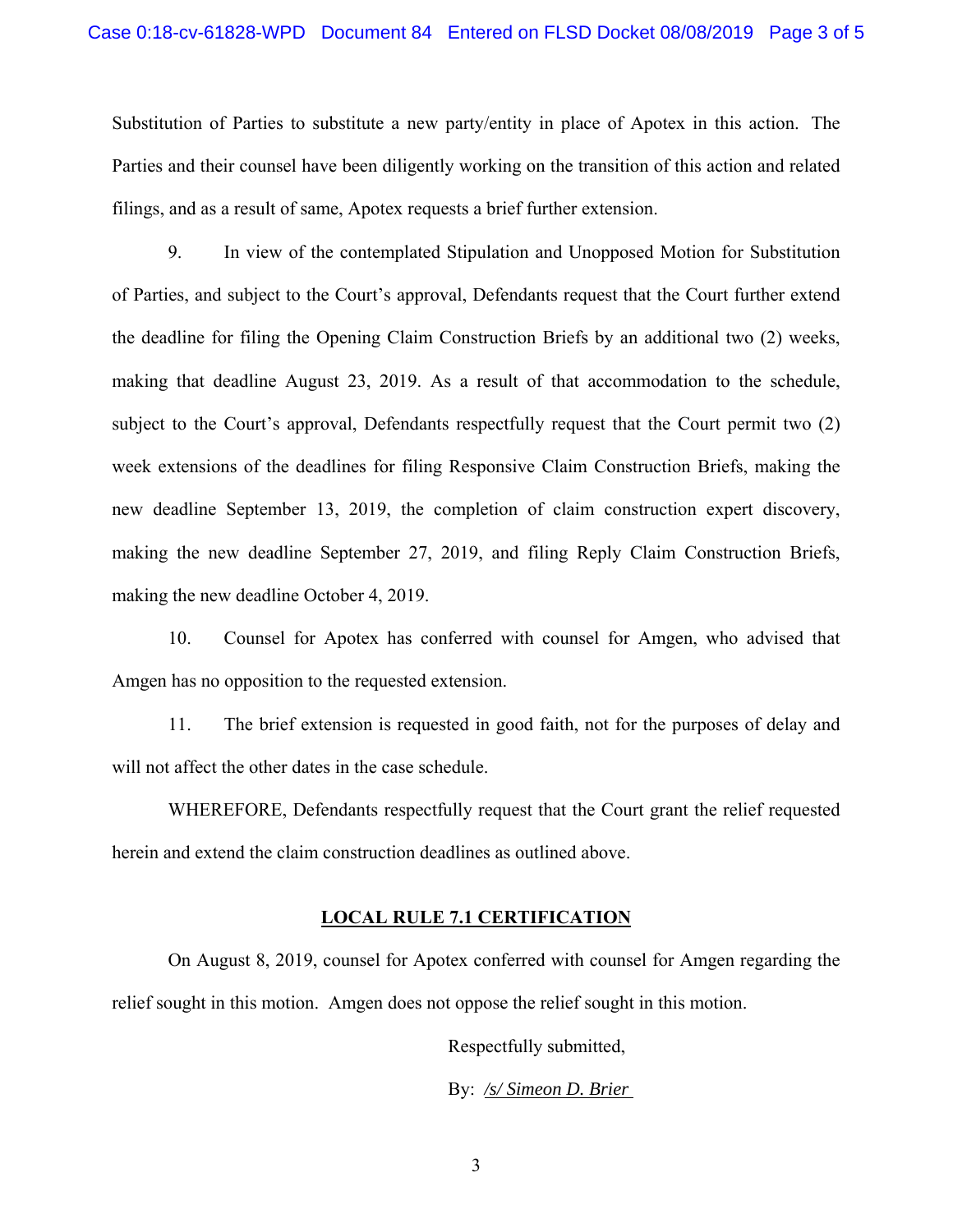Substitution of Parties to substitute a new party/entity in place of Apotex in this action. The Parties and their counsel have been diligently working on the transition of this action and related filings, and as a result of same, Apotex requests a brief further extension.

9. In view of the contemplated Stipulation and Unopposed Motion for Substitution of Parties, and subject to the Court's approval, Defendants request that the Court further extend the deadline for filing the Opening Claim Construction Briefs by an additional two (2) weeks, making that deadline August 23, 2019. As a result of that accommodation to the schedule, subject to the Court's approval, Defendants respectfully request that the Court permit two (2) week extensions of the deadlines for filing Responsive Claim Construction Briefs, making the new deadline September 13, 2019, the completion of claim construction expert discovery, making the new deadline September 27, 2019, and filing Reply Claim Construction Briefs, making the new deadline October 4, 2019.

10. Counsel for Apotex has conferred with counsel for Amgen, who advised that Amgen has no opposition to the requested extension.

11. The brief extension is requested in good faith, not for the purposes of delay and will not affect the other dates in the case schedule.

WHEREFORE, Defendants respectfully request that the Court grant the relief requested herein and extend the claim construction deadlines as outlined above.

**LOCAL RULE 7.1 CERTIFICATION**

On August 8, 2019, counsel for Apotex conferred with counsel for Amgen regarding the relief sought in this motion. Amgen does not oppose the relief sought in this motion.

Respectfully submitted,

By: *<u>/s/ Simeon D. Brier</u>*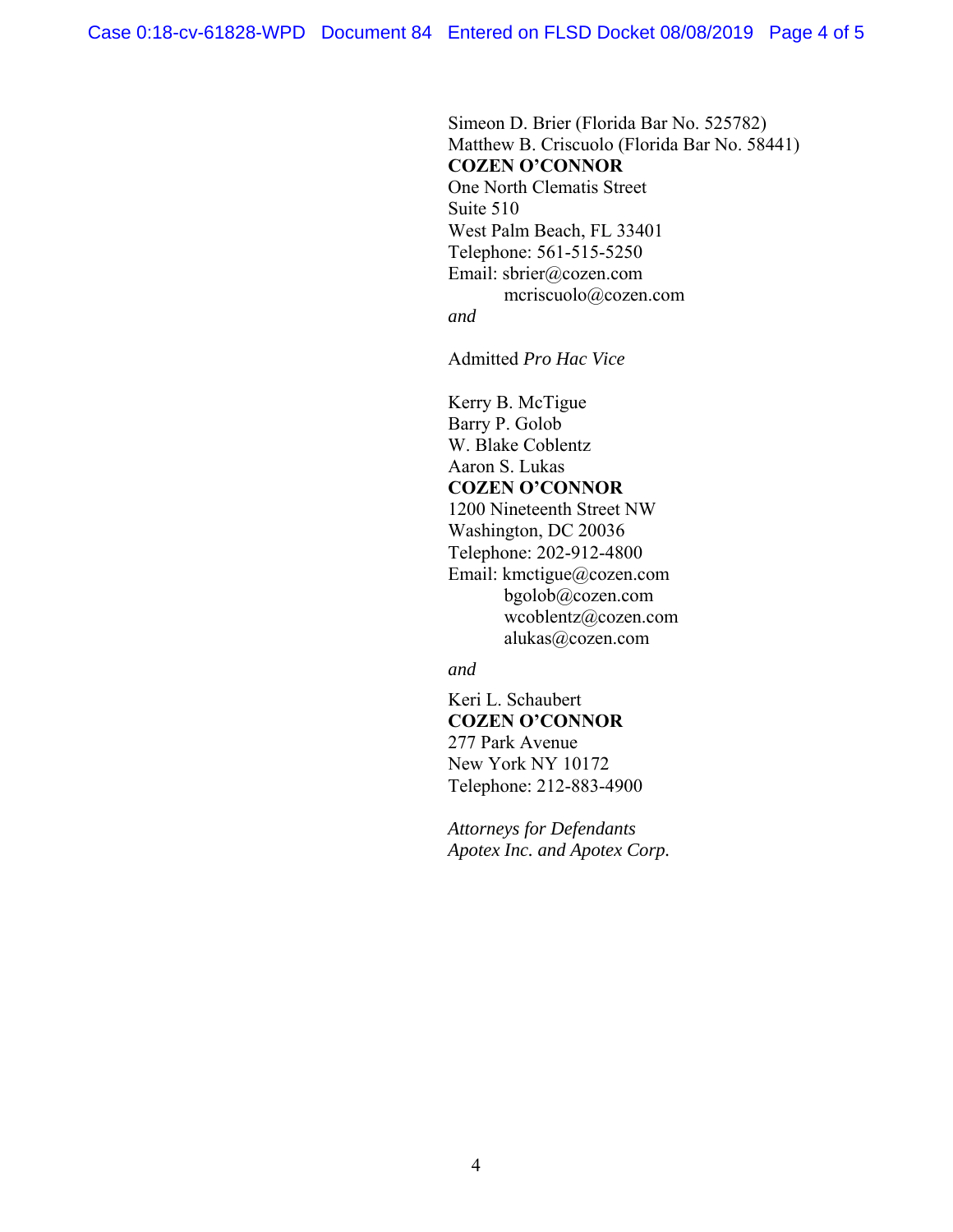Simeon D. Brier (Florida Bar No. 525782)
Matthew B. Criscuolo (Florida Bar No. 58441)
**COZEN O'CONNOR**
One North Clematis Street
Suite 510
West Palm Beach, FL 33401
Telephone: 561-515-5250
Email: sbrier@cozen.com
mcriscuolo@cozen.com
*and*

Admitted *Pro Hac Vice*

Kerry B. McTigue
Barry P. Golob
W. Blake Coblentz
Aaron S. Lukas
**COZEN O'CONNOR**
1200 Nineteenth Street NW
Washington, DC 20036
Telephone: 202-912-4800
Email: kmctigue@cozen.com
bgolob@cozen.com
wcoblentz@cozen.com
alukas@cozen.com

*and*

Keri L. Schaubert
**COZEN O'CONNOR**
277 Park Avenue
New York NY 10172
Telephone: 212-883-4900

*Attorneys for Defendants*
*Apotex Inc. and Apotex Corp.*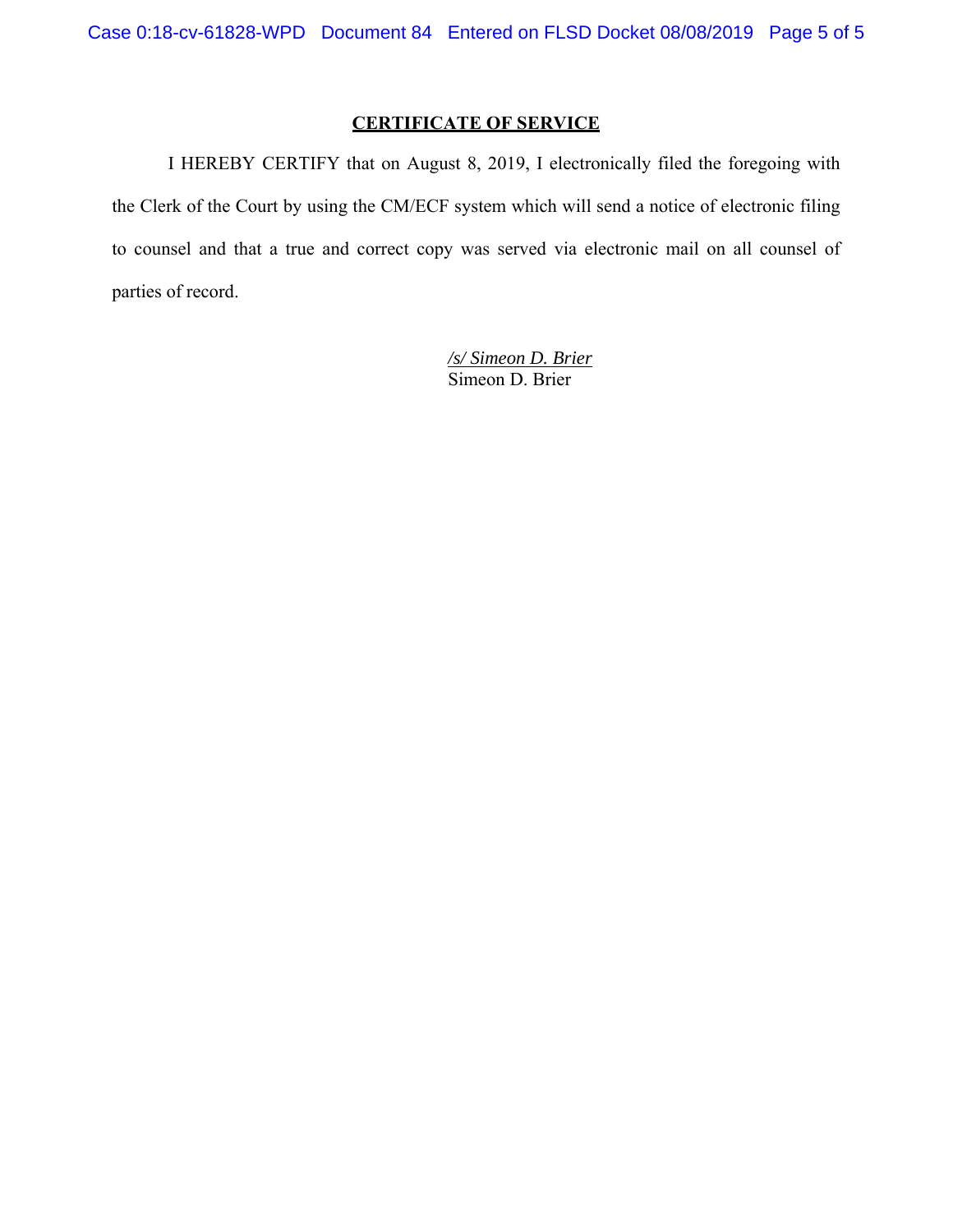## CERTIFICATE OF SERVICE

I HEREBY CERTIFY that on August 8, 2019, I electronically filed the foregoing with the Clerk of the Court by using the CM/ECF system which will send a notice of electronic filing to counsel and that a true and correct copy was served via electronic mail on all counsel of parties of record.

*/s/ Simeon D. Brier*
Simeon D. Brier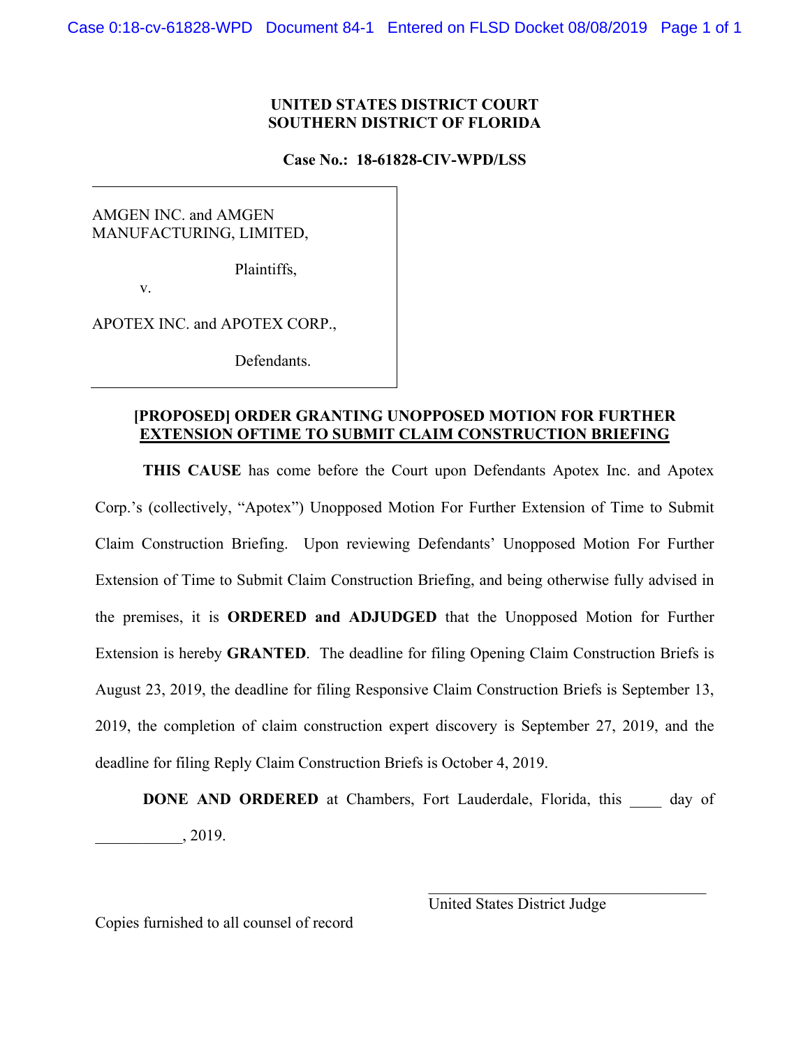**UNITED STATES DISTRICT COURT**
**SOUTHERN DISTRICT OF FLORIDA**

**Case No.: 18-61828-CIV-WPD/LSS**

AMGEN INC. and AMGEN MANUFACTURING, LIMITED,

Plaintiffs,

v.

APOTEX INC. and APOTEX CORP.,

Defendants.

**[PROPOSED] ORDER GRANTING UNOPPOSED MOTION FOR FURTHER EXTENSION OFTIME TO SUBMIT CLAIM CONSTRUCTION BRIEFING**

**THIS CAUSE** has come before the Court upon Defendants Apotex Inc. and Apotex Corp.'s (collectively, "Apotex") Unopposed Motion For Further Extension of Time to Submit Claim Construction Briefing. Upon reviewing Defendants' Unopposed Motion For Further Extension of Time to Submit Claim Construction Briefing, and being otherwise fully advised in the premises, it is **ORDERED and ADJUDGED** that the Unopposed Motion for Further Extension is hereby **GRANTED**. The deadline for filing Opening Claim Construction Briefs is August 23, 2019, the deadline for filing Responsive Claim Construction Briefs is September 13, 2019, the completion of claim construction expert discovery is September 27, 2019, and the deadline for filing Reply Claim Construction Briefs is October 4, 2019.

**DONE AND ORDERED** at Chambers, Fort Lauderdale, Florida, this ____ day of ___________, 2019.

_________________________________
United States District Judge

Copies furnished to all counsel of record